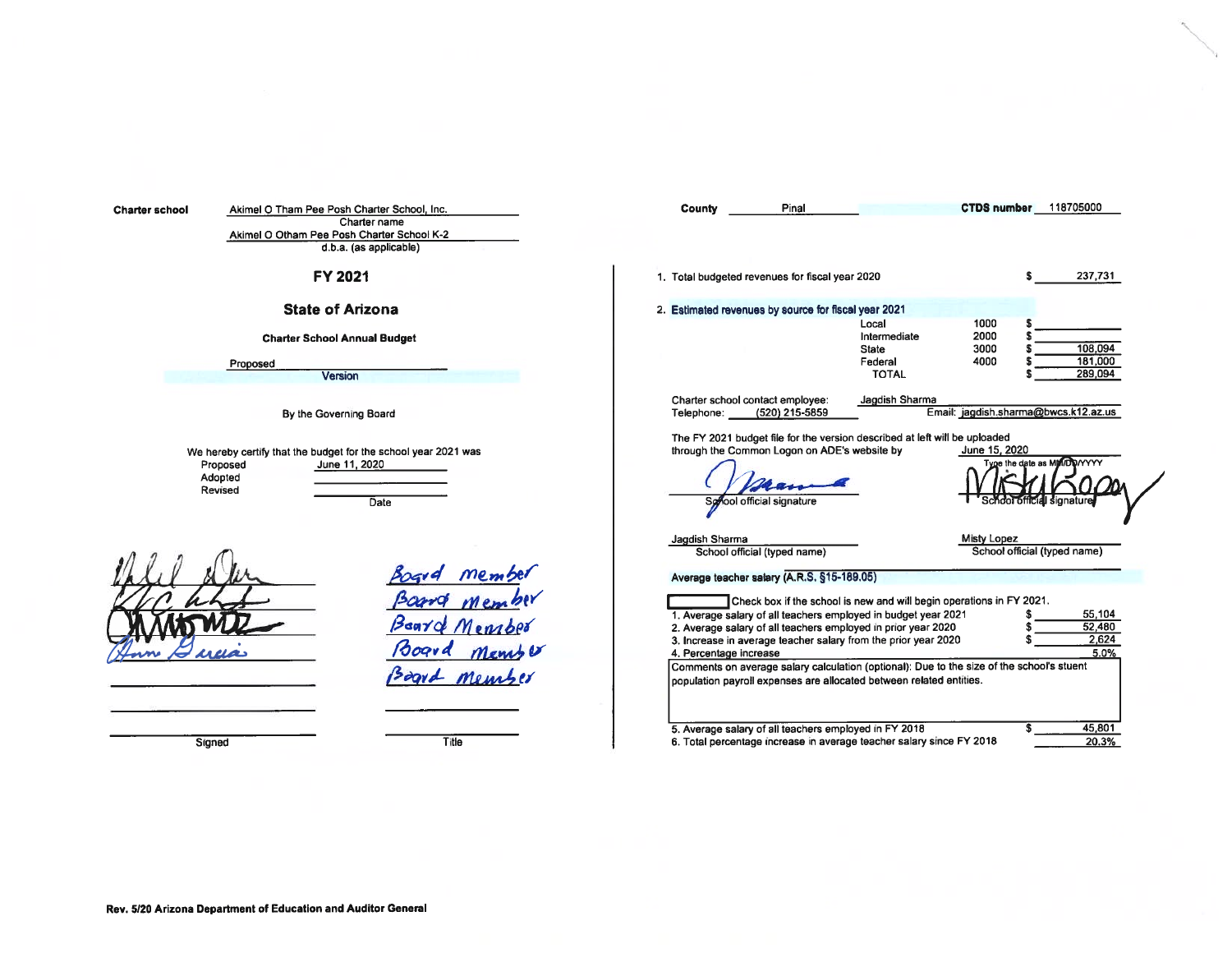**Charter school** Akimel O Tham Pee Posh Charter School, Inc.
Charter name

Akimel O Otham Pee Posh Charter School K-2
d.b.a. (as applicable)

# FY 2021

## State of Arizona

### Charter School Annual Budget

Proposed
Version

By the Governing Board

We hereby certify that the budget for the school year 2021 was

| | Date |
|---|---|
| Proposed | June 11, 2020 |
| Adopted | |
| Revised | |

| Signed | Title |
|---|---|
| [signature] | Board member |
| [signature] | Board member |
| [signature] | Board Member |
| [signature] | Board Member |
| | Board Member |
| | |
| | |
| | |

**County** Pinal **CTDS number** 118705000

1. Total budgeted revenues for fiscal year 2020 $ 237,731

2. Estimated revenues by source for fiscal year 2021

| Source | Code | Amount |
|---|---|---|
| Local | 1000 | $ |
| Intermediate | 2000 | $ |
| State | 3000 | $ 108,094 |
| Federal | 4000 | $ 181,000 |
| TOTAL | | $ 289,094 |

Charter school contact employee: Jagdish Sharma
Telephone: (520) 215-5859 Email: jagdish.sharma@bwcs.k12.az.us

The FY 2021 budget file for the version described at left will be uploaded through the Common Logon on ADE's website by June 15, 2020
Type the date as MM/DD/YYYY

[signature] School official signature [signature] School official signature

Jagdish Sharma
School official (typed name)

Misty Lopez
School official (typed name)

**Average teacher salary (A.R.S. §15-189.05)**

☐ Check box if the school is new and will begin operations in FY 2021.

| | | |
|---|---|---|
| 1. Average salary of all teachers employed in budget year 2021 | $ | 55,104 |
| 2. Average salary of all teachers employed in prior year 2020 | $ | 52,480 |
| 3. Increase in average teacher salary from the prior year 2020 | $ | 2,624 |
| 4. Percentage increase | | 5.0% |

Comments on average salary calculation (optional): Due to the size of the school's stuent population payroll expenses are allocated between related entities.

| | | |
|---|---|---|
| 5. Average salary of all teachers employed in FY 2018 | $ | 45,801 |
| 6. Total percentage increase in average teacher salary since FY 2018 | | 20.3% |

Rev. 5/20 Arizona Department of Education and Auditor General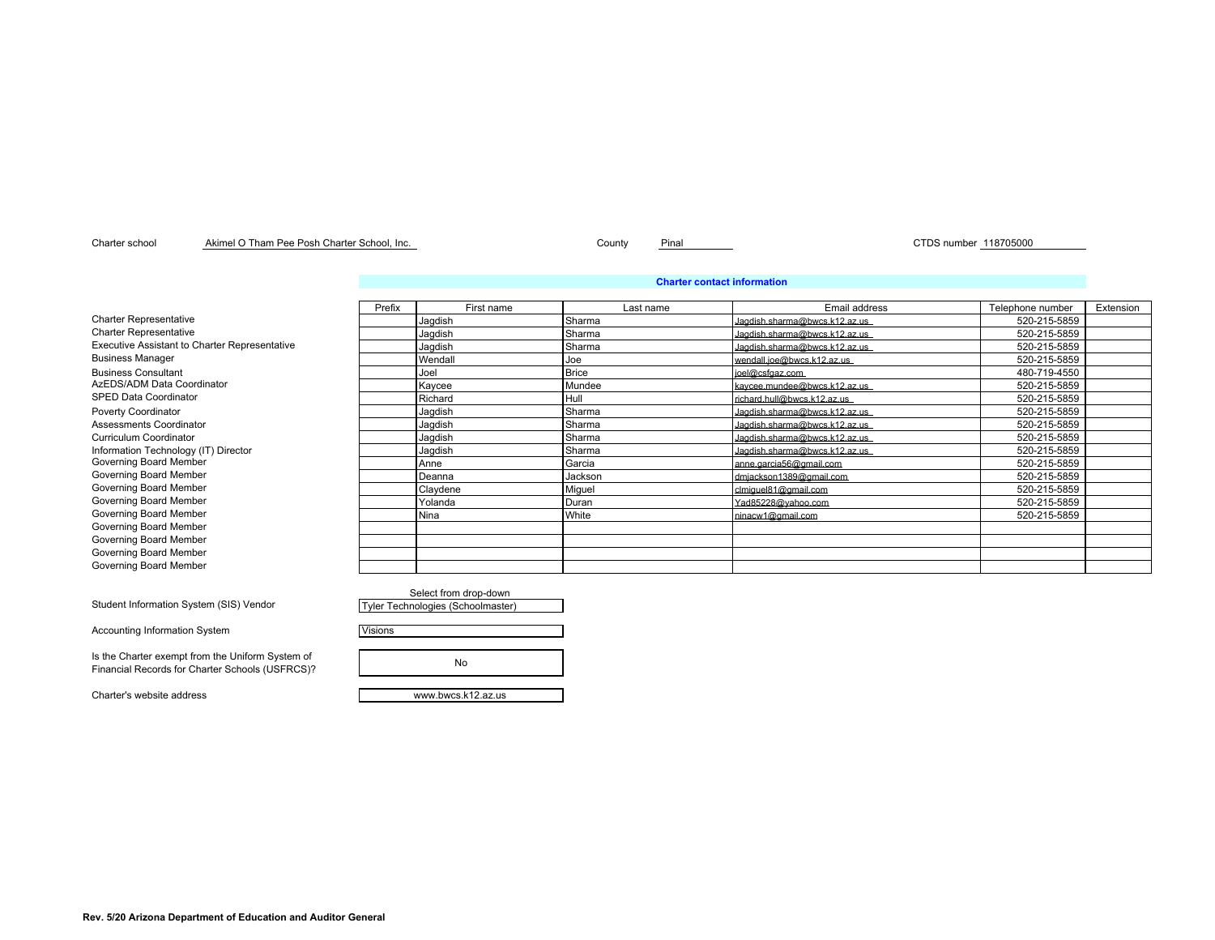Charter school Akimel O Tham Pee Posh Charter School, Inc. County Pinal CTDS number 118705000

**Charter contact information**

| | Prefix | First name | Last name | Email address | Telephone number | Extension |
|---|---|---|---|---|---|---|
| Charter Representative | | Jagdish | Sharma | Jagdish.sharma@bwcs.k12.az.us | 520-215-5859 | |
| Charter Representative | | Jagdish | Sharma | Jagdish.sharma@bwcs.k12.az.us | 520-215-5859 | |
| Executive Assistant to Charter Representative | | Jagdish | Sharma | Jagdish.sharma@bwcs.k12.az.us | 520-215-5859 | |
| Business Manager | | Wendall | Joe | wendall.joe@bwcs.k12.az.us | 520-215-5859 | |
| Business Consultant | | Joel | Brice | joel@csfgaz.com | 480-719-4550 | |
| AzEDS/ADM Data Coordinator | | Kaycee | Mundee | kaycee.mundee@bwcs.k12.az.us | 520-215-5859 | |
| SPED Data Coordinator | | Richard | Hull | richard.hull@bwcs.k12.az.us | 520-215-5859 | |
| Poverty Coordinator | | Jagdish | Sharma | Jagdish.sharma@bwcs.k12.az.us | 520-215-5859 | |
| Assessments Coordinator | | Jagdish | Sharma | Jagdish.sharma@bwcs.k12.az.us | 520-215-5859 | |
| Curriculum Coordinator | | Jagdish | Sharma | Jagdish.sharma@bwcs.k12.az.us | 520-215-5859 | |
| Information Technology (IT) Director | | Jagdish | Sharma | Jagdish.sharma@bwcs.k12.az.us | 520-215-5859 | |
| Governing Board Member | | Anne | Garcia | anne.garcia56@gmail.com | 520-215-5859 | |
| Governing Board Member | | Deanna | Jackson | dmjackson1389@gmail.com | 520-215-5859 | |
| Governing Board Member | | Claydene | Miguel | clmiguel81@gmail.com | 520-215-5859 | |
| Governing Board Member | | Yolanda | Duran | Yad85228@yahoo.com | 520-215-5859 | |
| Governing Board Member | | Nina | White | ninacw1@gmail.com | 520-215-5859 | |
| Governing Board Member | | | | | | |
| Governing Board Member | | | | | | |
| Governing Board Member | | | | | | |
| Governing Board Member | | | | | | |

Select from drop-down

Student Information System (SIS) Vendor: Tyler Technologies (Schoolmaster)

Accounting Information System: Visions

Is the Charter exempt from the Uniform System of Financial Records for Charter Schools (USFRCS)? No

Charter's website address: www.bwcs.k12.az.us

Rev. 5/20 Arizona Department of Education and Auditor General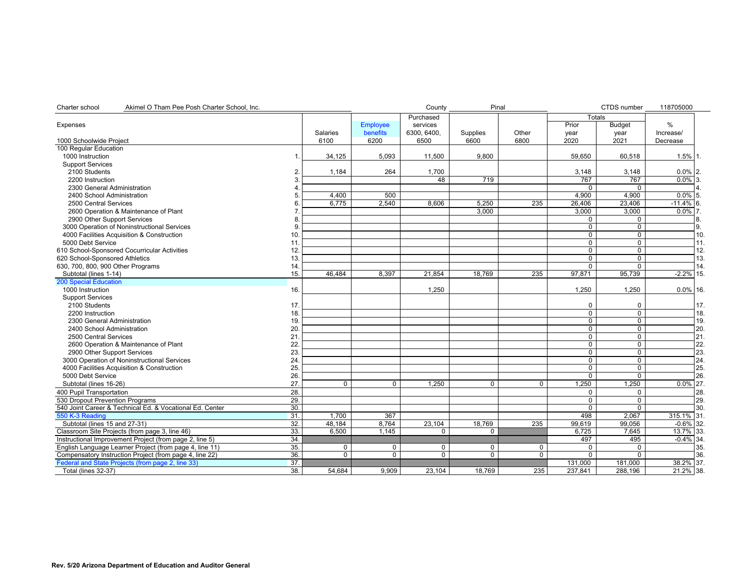Charter school Akimel O Tham Pee Posh Charter School, Inc. County Pinal CTDS number 118705000

| Expenses | | Salaries | Employee benefits | Purchased services 6300, 6400, 6500 | Supplies | Other | Totals | | % Increase/ Decrease | |
|---|---|---|---|---|---|---|---|---|---|---|
| 1000 Schoolwide Project | | 6100 | 6200 | | 6600 | 6800 | Prior year 2020 | Budget year 2021 | | |
| 100 Regular Education | | | | | | | | | | |
| 1000 Instruction | 1. | 34,125 | 5,093 | 11,500 | 9,800 | | 59,650 | 60,518 | 1.5% | 1. |
| Support Services | | | | | | | | | | |
| 2100 Students | 2. | 1,184 | 264 | 1,700 | | | 3,148 | 3,148 | 0.0% | 2. |
| 2200 Instruction | 3. | | | 48 | 719 | | 767 | 767 | 0.0% | 3. |
| 2300 General Administration | 4. | | | | | | 0 | 0 | | 4. |
| 2400 School Administration | 5. | 4,400 | 500 | | | | 4,900 | 4,900 | 0.0% | 5. |
| 2500 Central Services | 6. | 6,775 | 2,540 | 8,606 | 5,250 | 235 | 26,406 | 23,406 | -11.4% | 6. |
| 2600 Operation & Maintenance of Plant | 7. | | | | 3,000 | | 3,000 | 3,000 | 0.0% | 7. |
| 2900 Other Support Services | 8. | | | | | | 0 | 0 | | 8. |
| 3000 Operation of Noninstructional Services | 9. | | | | | | 0 | 0 | | 9. |
| 4000 Facilities Acquisition & Construction | 10. | | | | | | 0 | 0 | | 10. |
| 5000 Debt Service | 11. | | | | | | 0 | 0 | | 11. |
| 610 School-Sponsored Cocurricular Activities | 12. | | | | | | 0 | 0 | | 12. |
| 620 School-Sponsored Athletics | 13. | | | | | | 0 | 0 | | 13. |
| 630, 700, 800, 900 Other Programs | 14. | | | | | | 0 | 0 | | 14. |
| Subtotal (lines 1-14) | 15. | 46,484 | 8,397 | 21,854 | 18,769 | 235 | 97,871 | 95,739 | -2.2% | 15. |
| 200 Special Education | | | | | | | | | | |
| 1000 Instruction | 16. | | | 1,250 | | | 1,250 | 1,250 | 0.0% | 16. |
| Support Services | | | | | | | | | | |
| 2100 Students | 17. | | | | | | 0 | 0 | | 17. |
| 2200 Instruction | 18. | | | | | | 0 | 0 | | 18. |
| 2300 General Administration | 19. | | | | | | 0 | 0 | | 19. |
| 2400 School Administration | 20. | | | | | | 0 | 0 | | 20. |
| 2500 Central Services | 21. | | | | | | 0 | 0 | | 21. |
| 2600 Operation & Maintenance of Plant | 22. | | | | | | 0 | 0 | | 22. |
| 2900 Other Support Services | 23. | | | | | | 0 | 0 | | 23. |
| 3000 Operation of Noninstructional Services | 24. | | | | | | 0 | 0 | | 24. |
| 4000 Facilities Acquisition & Construction | 25. | | | | | | 0 | 0 | | 25. |
| 5000 Debt Service | 26. | | | | | | 0 | 0 | | 26. |
| Subtotal (lines 16-26) | 27. | 0 | 0 | 1,250 | 0 | 0 | 1,250 | 1,250 | 0.0% | 27. |
| 400 Pupil Transportation | 28. | | | | | | 0 | 0 | | 28. |
| 530 Dropout Prevention Programs | 29. | | | | | | 0 | 0 | | 29. |
| 540 Joint Career & Technical Ed. & Vocational Ed. Center | 30. | | | | | | 0 | 0 | | 30. |
| 550 K-3 Reading | 31. | 1,700 | 367 | | | | 498 | 2,067 | 315.1% | 31. |
| Subtotal (lines 15 and 27-31) | 32. | 48,184 | 8,764 | 23,104 | 18,769 | 235 | 99,619 | 99,056 | -0.6% | 32. |
| Classroom Site Projects (from page 3, line 46) | 33. | 6,500 | 1,145 | 0 | 0 | | 6,725 | 7,645 | 13.7% | 33. |
| Instructional Improvement Project (from page 2, line 5) | 34. | | | | | | 497 | 495 | -0.4% | 34. |
| English Language Learner Project (from page 4, line 11) | 35. | 0 | 0 | 0 | 0 | 0 | 0 | 0 | | 35. |
| Compensatory Instruction Project (from page 4, line 22) | 36. | 0 | 0 | 0 | 0 | 0 | 0 | 0 | | 36. |
| Federal and State Projects (from page 2, line 33) | 37. | | | | | | 131,000 | 181,000 | 38.2% | 37. |
| Total (lines 32-37) | 38. | 54,684 | 9,909 | 23,104 | 18,769 | 235 | 237,841 | 288,196 | 21.2% | 38. |

Rev. 5/20 Arizona Department of Education and Auditor General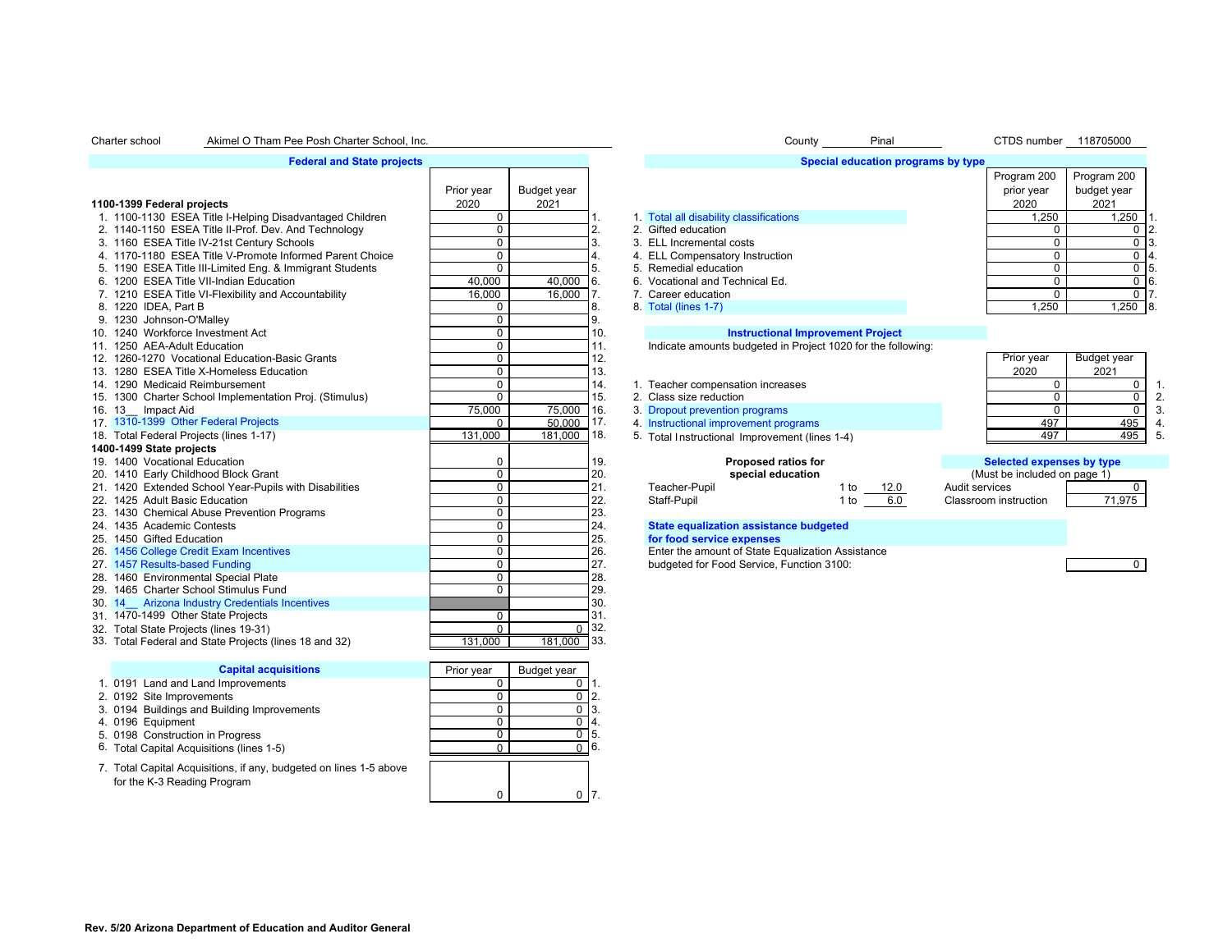Charter school Akimel O Tham Pee Posh Charter School, Inc. County Pinal CTDS number 118705000

## Federal and State projects

| | Prior year 2020 | Budget year 2021 | |
|---|---|---|---|
| **1100-1399 Federal projects** | | | |
| 1. 1100-1130 ESEA Title I-Helping Disadvantaged Children | 0 | | 1. |
| 2. 1140-1150 ESEA Title II-Prof. Dev. And Technology | 0 | | 2. |
| 3. 1160 ESEA Title IV-21st Century Schools | 0 | | 3. |
| 4. 1170-1180 ESEA Title V-Promote Informed Parent Choice | 0 | | 4. |
| 5. 1190 ESEA Title III-Limited Eng. & Immigrant Students | 0 | | 5. |
| 6. 1200 ESEA Title VII-Indian Education | 40,000 | 40,000 | 6. |
| 7. 1210 ESEA Title VI-Flexibility and Accountability | 16,000 | 16,000 | 7. |
| 8. 1220 IDEA, Part B | 0 | | 8. |
| 9. 1230 Johnson-O'Malley | 0 | | 9. |
| 10. 1240 Workforce Investment Act | 0 | | 10. |
| 11. 1250 AEA-Adult Education | 0 | | 11. |
| 12. 1260-1270 Vocational Education-Basic Grants | 0 | | 12. |
| 13. 1280 ESEA Title X-Homeless Education | 0 | | 13. |
| 14. 1290 Medicaid Reimbursement | 0 | | 14. |
| 15. 1300 Charter School Implementation Proj. (Stimulus) | 0 | | 15. |
| 16. 13__ Impact Aid | 75,000 | 75,000 | 16. |
| 17. 1310-1399 Other Federal Projects | 0 | 50,000 | 17. |
| 18. Total Federal Projects (lines 1-17) | 131,000 | 181,000 | 18. |
| **1400-1499 State projects** | | | |
| 19. 1400 Vocational Education | 0 | | 19. |
| 20. 1410 Early Childhood Block Grant | 0 | | 20. |
| 21. 1420 Extended School Year-Pupils with Disabilities | 0 | | 21. |
| 22. 1425 Adult Basic Education | 0 | | 22. |
| 23. 1430 Chemical Abuse Prevention Programs | 0 | | 23. |
| 24. 1435 Academic Contests | 0 | | 24. |
| 25. 1450 Gifted Education | 0 | | 25. |
| 26. 1456 College Credit Exam Incentives | 0 | | 26. |
| 27. 1457 Results-based Funding | 0 | | 27. |
| 28. 1460 Environmental Special Plate | 0 | | 28. |
| 29. 1465 Charter School Stimulus Fund | 0 | | 29. |
| 30. 14__ Arizona Industry Credentials Incentives | | | 30. |
| 31. 1470-1499 Other State Projects | 0 | | 31. |
| 32. Total State Projects (lines 19-31) | 0 | 0 | 32. |
| 33. Total Federal and State Projects (lines 18 and 32) | 131,000 | 181,000 | 33. |

## Capital acquisitions

| | Prior year | Budget year | |
|---|---|---|---|
| 1. 0191 Land and Land Improvements | 0 | 0 | 1. |
| 2. 0192 Site Improvements | 0 | 0 | 2. |
| 3. 0194 Buildings and Building Improvements | 0 | 0 | 3. |
| 4. 0196 Equipment | 0 | 0 | 4. |
| 5. 0198 Construction in Progress | 0 | 0 | 5. |
| 6. Total Capital Acquisitions (lines 1-5) | 0 | 0 | 6. |
| 7. Total Capital Acquisitions, if any, budgeted on lines 1-5 above for the K-3 Reading Program | 0 | 0 | 7. |

## Special education programs by type

| | Program 200 prior year 2020 | Program 200 budget year 2021 | |
|---|---|---|---|
| 1. Total all disability classifications | 1,250 | 1,250 | 1. |
| 2. Gifted education | 0 | 0 | 2. |
| 3. ELL Incremental costs | 0 | 0 | 3. |
| 4. ELL Compensatory Instruction | 0 | 0 | 4. |
| 5. Remedial education | 0 | 0 | 5. |
| 6. Vocational and Technical Ed. | 0 | 0 | 6. |
| 7. Career education | 0 | 0 | 7. |
| 8. Total (lines 1-7) | 1,250 | 1,250 | 8. |

## Instructional Improvement Project

Indicate amounts budgeted in Project 1020 for the following:

| | Prior year 2020 | Budget year 2021 | |
|---|---|---|---|
| 1. Teacher compensation increases | 0 | 0 | 1. |
| 2. Class size reduction | 0 | 0 | 2. |
| 3. Dropout prevention programs | 0 | 0 | 3. |
| 4. Instructional improvement programs | 497 | 495 | 4. |
| 5. Total Instructional Improvement (lines 1-4) | 497 | 495 | 5. |

**Proposed ratios for special education**

| | | |
|---|---|---|
| Teacher-Pupil | 1 to | 12.0 |
| Staff-Pupil | 1 to | 6.0 |

**Selected expenses by type**
(Must be included on page 1)

| | |
|---|---|
| Audit services | 0 |
| Classroom instruction | 71,975 |

**State equalization assistance budgeted for food service expenses**

Enter the amount of State Equalization Assistance budgeted for Food Service, Function 3100: 0

Rev. 5/20 Arizona Department of Education and Auditor General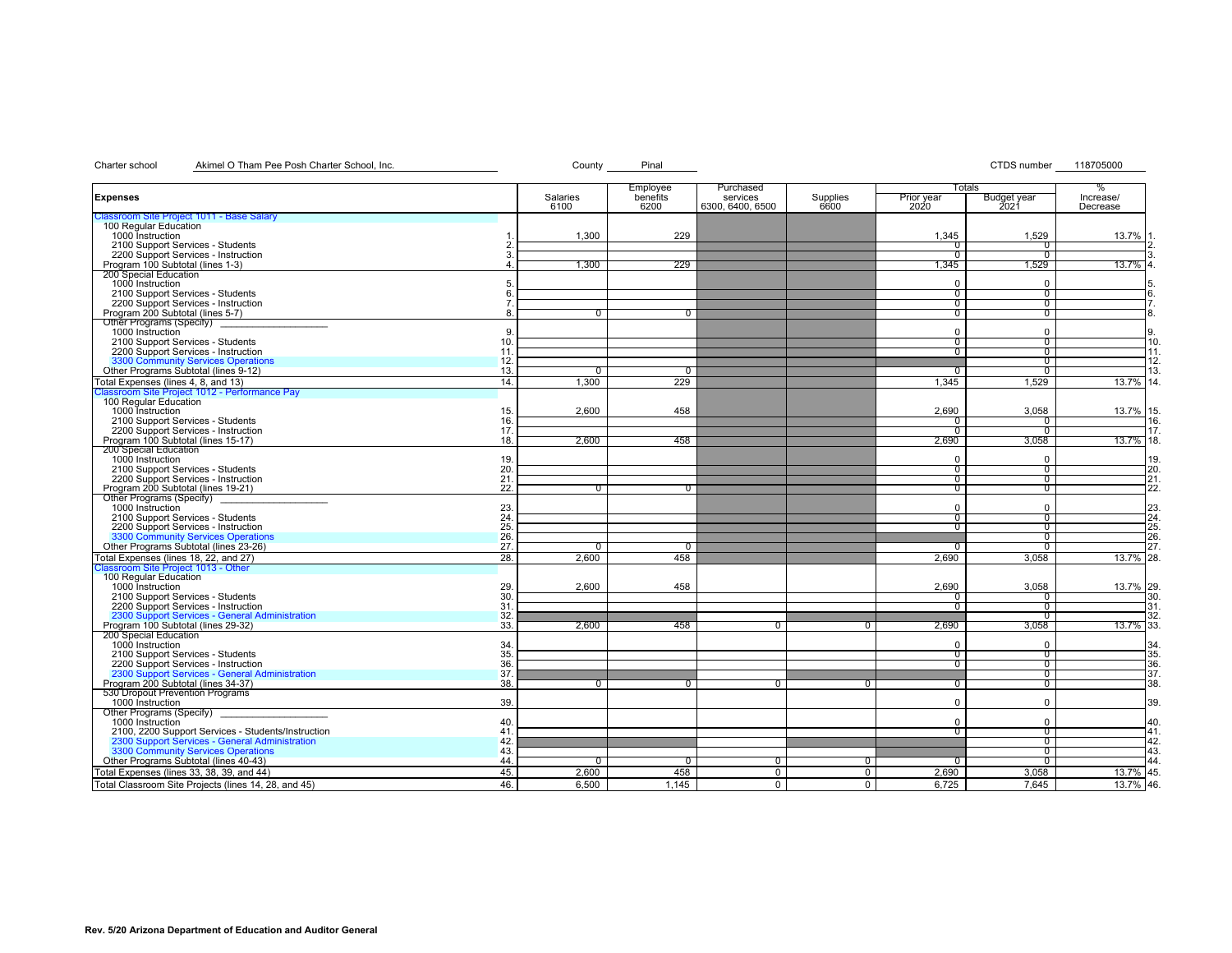Charter school Akimel O Tham Pee Posh Charter School, Inc. County Pinal CTDS number 118705000

| Expenses | | Salaries 6100 | Employee benefits 6200 | Purchased services 6300, 6400, 6500 | Supplies 6600 | Totals Prior year 2020 | Totals Budget year 2021 | % Increase/ Decrease | |
|---|---|---|---|---|---|---|---|---|---|
| Classroom Site Project 1011 - Base Salary | | | | | | | | | |
| 100 Regular Education | | | | | | | | | |
| 1000 Instruction | 1. | 1,300 | 229 | | | 1,345 | 1,529 | 13.7% | 1. |
| 2100 Support Services - Students | 2. | | | | | 0 | 0 | | 2. |
| 2200 Support Services - Instruction | 3. | | | | | 0 | 0 | | 3. |
| Program 100 Subtotal (lines 1-3) | 4. | 1,300 | 229 | | | 1,345 | 1,529 | 13.7% | 4. |
| 200 Special Education | | | | | | | | | |
| 1000 Instruction | 5. | | | | | 0 | 0 | | 5. |
| 2100 Support Services - Students | 6. | | | | | 0 | 0 | | 6. |
| 2200 Support Services - Instruction | 7. | | | | | 0 | 0 | | 7. |
| Program 200 Subtotal (lines 5-7) | 8. | 0 | 0 | | | 0 | 0 | | 8. |
| Other Programs (Specify) ___ | | | | | | | | | |
| 1000 Instruction | 9. | | | | | 0 | 0 | | 9. |
| 2100 Support Services - Students | 10. | | | | | 0 | 0 | | 10. |
| 2200 Support Services - Instruction | 11. | | | | | 0 | 0 | | 11. |
| 3300 Community Services Operations | 12. | | | | | | 0 | | 12. |
| Other Programs Subtotal (lines 9-12) | 13. | 0 | 0 | | | 0 | 0 | | 13. |
| Total Expenses (lines 4, 8, and 13) | 14. | 1,300 | 229 | | | 1,345 | 1,529 | 13.7% | 14. |
| Classroom Site Project 1012 - Performance Pay | | | | | | | | | |
| 100 Regular Education | | | | | | | | | |
| 1000 Instruction | 15. | 2,600 | 458 | | | 2,690 | 3,058 | 13.7% | 15. |
| 2100 Support Services - Students | 16. | | | | | 0 | 0 | | 16. |
| 2200 Support Services - Instruction | 17. | | | | | 0 | 0 | | 17. |
| Program 100 Subtotal (lines 15-17) | 18. | 2,600 | 458 | | | 2,690 | 3,058 | 13.7% | 18. |
| 200 Special Education | | | | | | | | | |
| 1000 Instruction | 19. | | | | | 0 | 0 | | 19. |
| 2100 Support Services - Students | 20. | | | | | 0 | 0 | | 20. |
| 2200 Support Services - Instruction | 21. | | | | | 0 | 0 | | 21. |
| Program 200 Subtotal (lines 19-21) | 22. | 0 | 0 | | | 0 | 0 | | 22. |
| Other Programs (Specify) ___ | | | | | | | | | |
| 1000 Instruction | 23. | | | | | 0 | 0 | | 23. |
| 2100 Support Services - Students | 24. | | | | | 0 | 0 | | 24. |
| 2200 Support Services - Instruction | 25. | | | | | 0 | 0 | | 25. |
| 3300 Community Services Operations | 26. | | | | | | 0 | | 26. |
| Other Programs Subtotal (lines 23-26) | 27. | 0 | 0 | | | 0 | 0 | | 27. |
| Total Expenses (lines 18, 22, and 27) | 28. | 2,600 | 458 | | | 2,690 | 3,058 | 13.7% | 28. |
| Classroom Site Project 1013 - Other | | | | | | | | | |
| 100 Regular Education | | | | | | | | | |
| 1000 Instruction | 29. | 2,600 | 458 | | | 2,690 | 3,058 | 13.7% | 29. |
| 2100 Support Services - Students | 30. | | | | | 0 | 0 | | 30. |
| 2200 Support Services - Instruction | 31. | | | | | 0 | 0 | | 31. |
| 2300 Support Services - General Administration | 32. | | | | | | 0 | | 32. |
| Program 100 Subtotal (lines 29-32) | 33. | 2,600 | 458 | 0 | 0 | 2,690 | 3,058 | 13.7% | 33. |
| 200 Special Education | | | | | | | | | |
| 1000 Instruction | 34. | | | | | 0 | 0 | | 34. |
| 2100 Support Services - Students | 35. | | | | | 0 | 0 | | 35. |
| 2200 Support Services - Instruction | 36. | | | | | 0 | 0 | | 36. |
| 2300 Support Services - General Administration | 37. | | | | | | 0 | | 37. |
| Program 200 Subtotal (lines 34-37) | 38. | 0 | 0 | 0 | 0 | 0 | 0 | | 38. |
| 530 Dropout Prevention Programs | | | | | | | | | |
| 1000 Instruction | 39. | | | | | 0 | 0 | | 39. |
| Other Programs (Specify) ___ | | | | | | | | | |
| 1000 Instruction | 40. | | | | | 0 | 0 | | 40. |
| 2100, 2200 Support Services - Students/Instruction | 41. | | | | | 0 | 0 | | 41. |
| 2300 Support Services - General Administration | 42. | | | | | | 0 | | 42. |
| 3300 Community Services Operations | 43. | | | | | | 0 | | 43. |
| Other Programs Subtotal (lines 40-43) | 44. | 0 | 0 | 0 | 0 | 0 | 0 | | 44. |
| Total Expenses (lines 33, 38, 39, and 44) | 45. | 2,600 | 458 | 0 | 0 | 2,690 | 3,058 | 13.7% | 45. |
| Total Classroom Site Projects (lines 14, 28, and 45) | 46. | 6,500 | 1,145 | 0 | 0 | 6,725 | 7,645 | 13.7% | 46. |

Rev. 5/20 Arizona Department of Education and Auditor General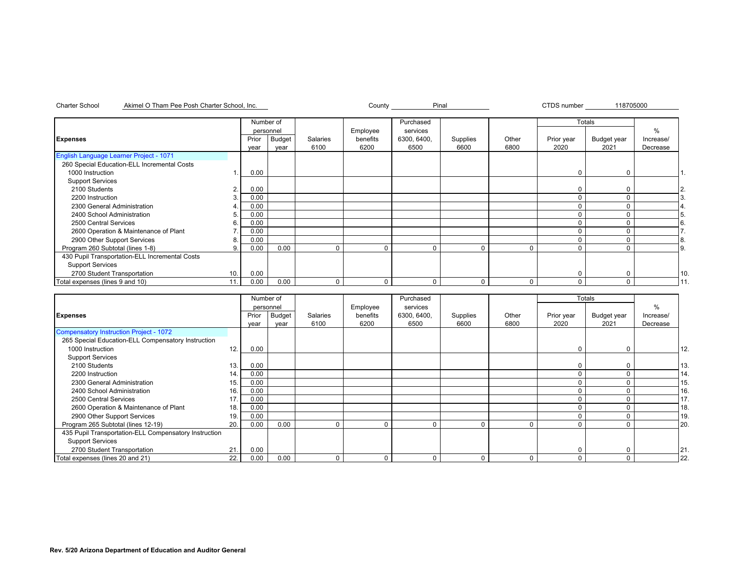Charter School Akimel O Tham Pee Posh Charter School, Inc. County Pinal CTDS number 118705000

| Expenses | | Number of personnel Prior year | Budget year | Salaries 6100 | Employee benefits 6200 | Purchased services 6300, 6400, 6500 | Supplies 6600 | Other 6800 | Totals Prior year 2020 | Budget year 2021 | % Increase/ Decrease | |
|---|---|---|---|---|---|---|---|---|---|---|---|---|
| English Language Learner Project - 1071 | | | | | | | | | | | | |
| 260 Special Education-ELL Incremental Costs | | | | | | | | | | | | |
| 1000 Instruction | 1. | 0.00 | | | | | | | 0 | 0 | | 1. |
| Support Services | | | | | | | | | | | | |
| 2100 Students | 2. | 0.00 | | | | | | | 0 | 0 | | 2. |
| 2200 Instruction | 3. | 0.00 | | | | | | | 0 | 0 | | 3. |
| 2300 General Administration | 4. | 0.00 | | | | | | | 0 | 0 | | 4. |
| 2400 School Administration | 5. | 0.00 | | | | | | | 0 | 0 | | 5. |
| 2500 Central Services | 6. | 0.00 | | | | | | | 0 | 0 | | 6. |
| 2600 Operation & Maintenance of Plant | 7. | 0.00 | | | | | | | 0 | 0 | | 7. |
| 2900 Other Support Services | 8. | 0.00 | | | | | | | 0 | 0 | | 8. |
| Program 260 Subtotal (lines 1-8) | 9. | 0.00 | 0.00 | 0 | 0 | 0 | 0 | 0 | 0 | 0 | | 9. |
| 430 Pupil Transportation-ELL Incremental Costs | | | | | | | | | | | | |
| Support Services | | | | | | | | | | | | |
| 2700 Student Transportation | 10. | 0.00 | | | | | | | 0 | 0 | | 10. |
| Total expenses (lines 9 and 10) | 11. | 0.00 | 0.00 | 0 | 0 | 0 | 0 | 0 | 0 | 0 | | 11. |

| Expenses | | Number of personnel Prior year | Budget year | Salaries 6100 | Employee benefits 6200 | Purchased services 6300, 6400, 6500 | Supplies 6600 | Other 6800 | Totals Prior year 2020 | Budget year 2021 | % Increase/ Decrease | |
|---|---|---|---|---|---|---|---|---|---|---|---|---|
| Compensatory Instruction Project - 1072 | | | | | | | | | | | | |
| 265 Special Education-ELL Compensatory Instruction | | | | | | | | | | | | |
| 1000 Instruction | 12. | 0.00 | | | | | | | 0 | 0 | | 12. |
| Support Services | | | | | | | | | | | | |
| 2100 Students | 13. | 0.00 | | | | | | | 0 | 0 | | 13. |
| 2200 Instruction | 14. | 0.00 | | | | | | | 0 | 0 | | 14. |
| 2300 General Administration | 15. | 0.00 | | | | | | | 0 | 0 | | 15. |
| 2400 School Administration | 16. | 0.00 | | | | | | | 0 | 0 | | 16. |
| 2500 Central Services | 17. | 0.00 | | | | | | | 0 | 0 | | 17. |
| 2600 Operation & Maintenance of Plant | 18. | 0.00 | | | | | | | 0 | 0 | | 18. |
| 2900 Other Support Services | 19. | 0.00 | | | | | | | 0 | 0 | | 19. |
| Program 265 Subtotal (lines 12-19) | 20. | 0.00 | 0.00 | 0 | 0 | 0 | 0 | 0 | 0 | 0 | | 20. |
| 435 Pupil Transportation-ELL Compensatory Instruction | | | | | | | | | | | | |
| Support Services | | | | | | | | | | | | |
| 2700 Student Transportation | 21. | 0.00 | | | | | | | 0 | 0 | | 21. |
| Total expenses (lines 20 and 21) | 22. | 0.00 | 0.00 | 0 | 0 | 0 | 0 | 0 | 0 | 0 | | 22. |

**Rev. 5/20 Arizona Department of Education and Auditor General**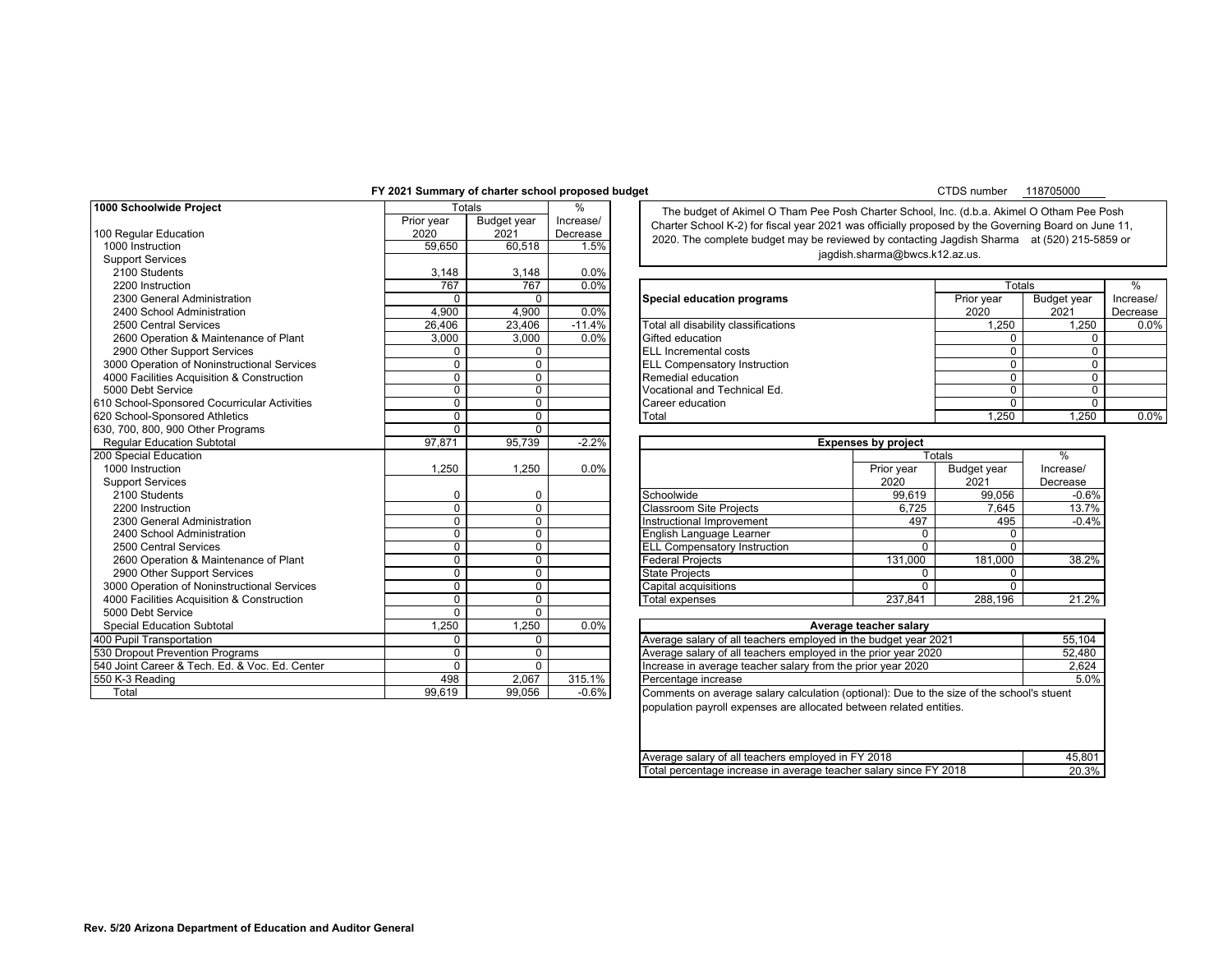## FY 2021 Summary of charter school proposed budget

CTDS number 118705000

| 1000 Schoolwide Project | Totals | | % |
|---|---|---|---|
| | Prior year 2020 | Budget year 2021 | Increase/ Decrease |
| 100 Regular Education | | | |
| 1000 Instruction | 59,650 | 60,518 | 1.5% |
| Support Services | | | |
| 2100 Students | 3,148 | 3,148 | 0.0% |
| 2200 Instruction | 767 | 767 | 0.0% |
| 2300 General Administration | 0 | 0 | |
| 2400 School Administration | 4,900 | 4,900 | 0.0% |
| 2500 Central Services | 26,406 | 23,406 | -11.4% |
| 2600 Operation & Maintenance of Plant | 3,000 | 3,000 | 0.0% |
| 2900 Other Support Services | 0 | 0 | |
| 3000 Operation of Noninstructional Services | 0 | 0 | |
| 4000 Facilities Acquisition & Construction | 0 | 0 | |
| 5000 Debt Service | 0 | 0 | |
| 610 School-Sponsored Cocurricular Activities | 0 | 0 | |
| 620 School-Sponsored Athletics | 0 | 0 | |
| 630, 700, 800, 900 Other Programs | 0 | 0 | |
| Regular Education Subtotal | 97,871 | 95,739 | -2.2% |
| 200 Special Education | | | |
| 1000 Instruction | 1,250 | 1,250 | 0.0% |
| Support Services | | | |
| 2100 Students | 0 | 0 | |
| 2200 Instruction | 0 | 0 | |
| 2300 General Administration | 0 | 0 | |
| 2400 School Administration | 0 | 0 | |
| 2500 Central Services | 0 | 0 | |
| 2600 Operation & Maintenance of Plant | 0 | 0 | |
| 2900 Other Support Services | 0 | 0 | |
| 3000 Operation of Noninstructional Services | 0 | 0 | |
| 4000 Facilities Acquisition & Construction | 0 | 0 | |
| 5000 Debt Service | 0 | 0 | |
| Special Education Subtotal | 1,250 | 1,250 | 0.0% |
| 400 Pupil Transportation | 0 | 0 | |
| 530 Dropout Prevention Programs | 0 | 0 | |
| 540 Joint Career & Tech. Ed. & Voc. Ed. Center | 0 | 0 | |
| 550 K-3 Reading | 498 | 2,067 | 315.1% |
| Total | 99,619 | 99,056 | -0.6% |

The budget of Akimel O Tham Pee Posh Charter School, Inc. (d.b.a. Akimel O Otham Pee Posh Charter School K-2) for fiscal year 2021 was officially proposed by the Governing Board on June 11, 2020. The complete budget may be reviewed by contacting Jagdish Sharma at (520) 215-5859 or jagdish.sharma@bwcs.k12.az.us.

| Special education programs | Totals | | % |
|---|---|---|---|
| | Prior year 2020 | Budget year 2021 | Increase/ Decrease |
| Total all disability classifications | 1,250 | 1,250 | 0.0% |
| Gifted education | 0 | 0 | |
| ELL Incremental costs | 0 | 0 | |
| ELL Compensatory Instruction | 0 | 0 | |
| Remedial education | 0 | 0 | |
| Vocational and Technical Ed. | 0 | 0 | |
| Career education | 0 | 0 | |
| Total | 1,250 | 1,250 | 0.0% |

| Expenses by project | Totals | | % |
|---|---|---|---|
| | Prior year 2020 | Budget year 2021 | Increase/ Decrease |
| Schoolwide | 99,619 | 99,056 | -0.6% |
| Classroom Site Projects | 6,725 | 7,645 | 13.7% |
| Instructional Improvement | 497 | 495 | -0.4% |
| English Language Learner | 0 | 0 | |
| ELL Compensatory Instruction | 0 | 0 | |
| Federal Projects | 131,000 | 181,000 | 38.2% |
| State Projects | 0 | 0 | |
| Capital acquisitions | 0 | 0 | |
| Total expenses | 237,841 | 288,196 | 21.2% |

| Average teacher salary | |
|---|---|
| Average salary of all teachers employed in the budget year 2021 | 55,104 |
| Average salary of all teachers employed in the prior year 2020 | 52,480 |
| Increase in average teacher salary from the prior year 2020 | 2,624 |
| Percentage increase | 5.0% |
| Comments on average salary calculation (optional): Due to the size of the school's stuent population payroll expenses are allocated between related entities. | |
| Average salary of all teachers employed in FY 2018 | 45,801 |
| Total percentage increase in average teacher salary since FY 2018 | 20.3% |

Rev. 5/20 Arizona Department of Education and Auditor General